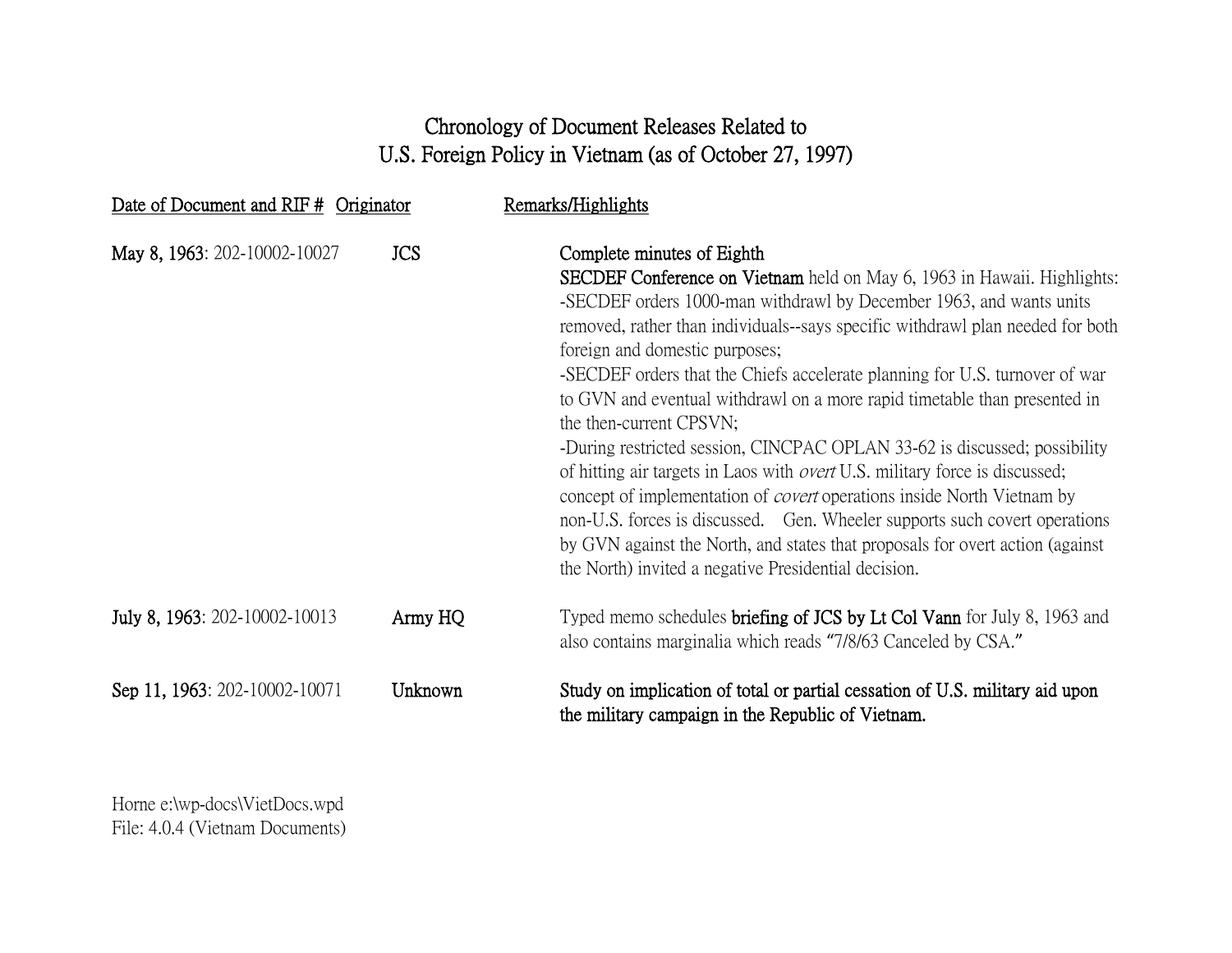# Chronology of Document Releases Related to U.S. Foreign Policy in Vietnam (as of October 27, 1997)

| Date of Document and RIF # | Originator | Remarks/Highlights |
|---|---|---|
| **May 8, 1963**: 202-10002-10027 | JCS | **Complete minutes of Eighth SECDEF Conference on Vietnam** held on May 6, 1963 in Hawaii. Highlights:<br>-SECDEF orders 1000-man withdrawl by December 1963, and wants units removed, rather than individuals--says specific withdrawl plan needed for both foreign and domestic purposes;<br>-SECDEF orders that the Chiefs accelerate planning for U.S. turnover of war to GVN and eventual withdrawl on a more rapid timetable than presented in the then-current CPSVN;<br>-During restricted session, CINCPAC OPLAN 33-62 is discussed; possibility of hitting air targets in Laos with *overt* U.S. military force is discussed; concept of implementation of *covert* operations inside North Vietnam by non-U.S. forces is discussed. Gen. Wheeler supports such covert operations by GVN against the North, and states that proposals for overt action (against the North) invited a negative Presidential decision. |
| **July 8, 1963**: 202-10002-10013 | Army HQ | Typed memo schedules **briefing of JCS by Lt Col Vann** for July 8, 1963 and also contains marginalia which reads "7/8/63 Canceled by CSA." |
| **Sep 11, 1963**: 202-10002-10071 | Unknown | **Study on implication of total or partial cessation of U.S. military aid upon the military campaign in the Republic of Vietnam.** |

Horne e:\wp-docs\VietDocs.wpd
File: 4.0.4 (Vietnam Documents)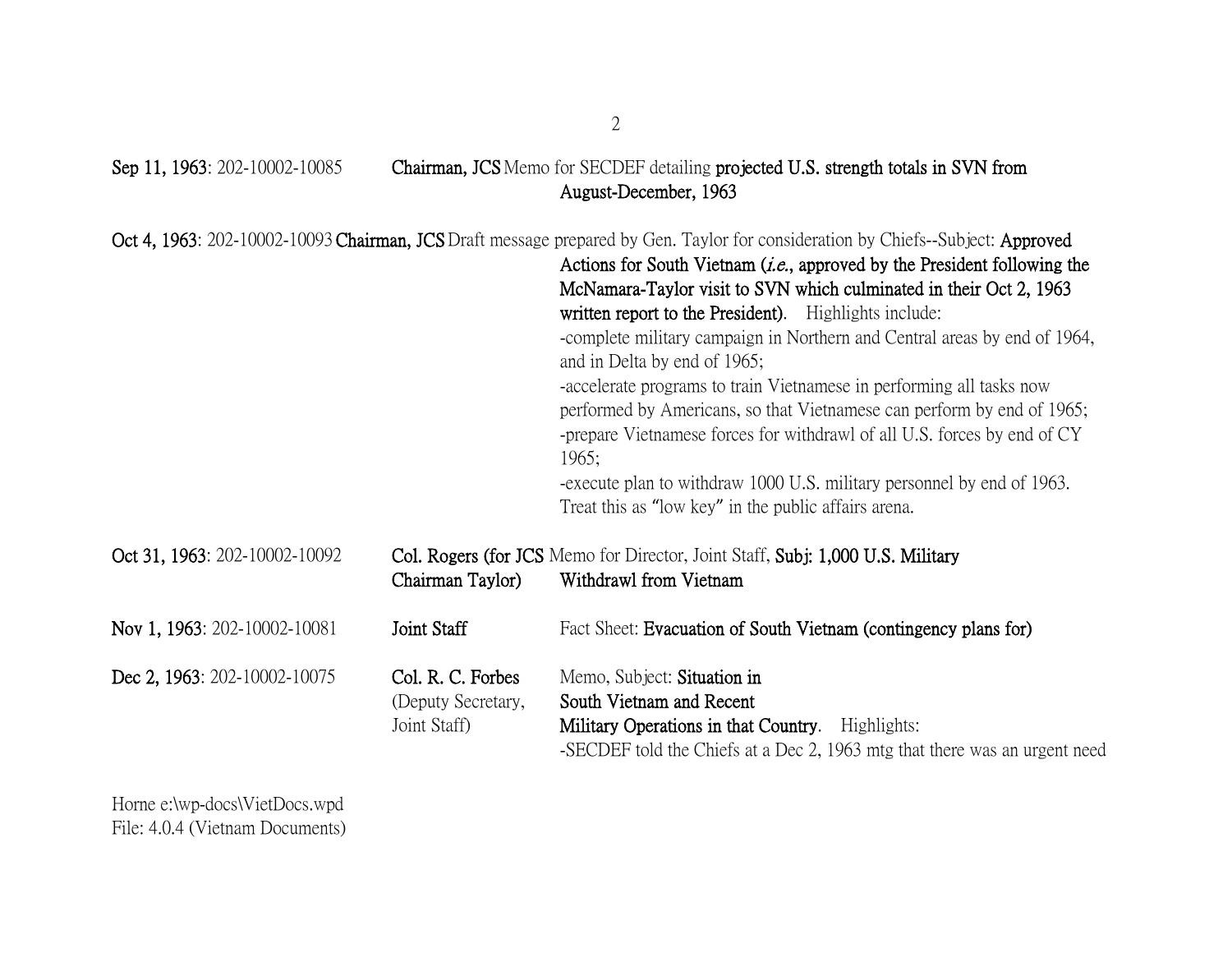**Sep 11, 1963**: 202-10002-10085 **Chairman, JCS** Memo for SECDEF detailing **projected U.S. strength totals in SVN from August-December, 1963**

**Oct 4, 1963**: 202-10002-10093 **Chairman, JCS** Draft message prepared by Gen. Taylor for consideration by Chiefs--Subject: **Approved Actions for South Vietnam (*i.e.*, approved by the President following the McNamara-Taylor visit to SVN which culminated in their Oct 2, 1963 written report to the President)**. Highlights include:

-complete military campaign in Northern and Central areas by end of 1964, and in Delta by end of 1965;

-accelerate programs to train Vietnamese in performing all tasks now performed by Americans, so that Vietnamese can perform by end of 1965;

-prepare Vietnamese forces for withdrawl of all U.S. forces by end of CY 1965;

-execute plan to withdraw 1000 U.S. military personnel by end of 1963. Treat this as "low key" in the public affairs arena.

**Oct 31, 1963**: 202-10002-10092 **Col. Rogers (for JCS Chairman Taylor)** Memo for Director, Joint Staff, **Subj: 1,000 U.S. Military Withdrawl from Vietnam**

**Nov 1, 1963**: 202-10002-10081 **Joint Staff** Fact Sheet: **Evacuation of South Vietnam (contingency plans for)**

**Dec 2, 1963**: 202-10002-10075 **Col. R. C. Forbes** (Deputy Secretary, Joint Staff) Memo, Subject: **Situation in South Vietnam and Recent Military Operations in that Country**. Highlights:

-SECDEF told the Chiefs at a Dec 2, 1963 mtg that there was an urgent need

Horne e:\wp-docs\VietDocs.wpd
File: 4.0.4 (Vietnam Documents)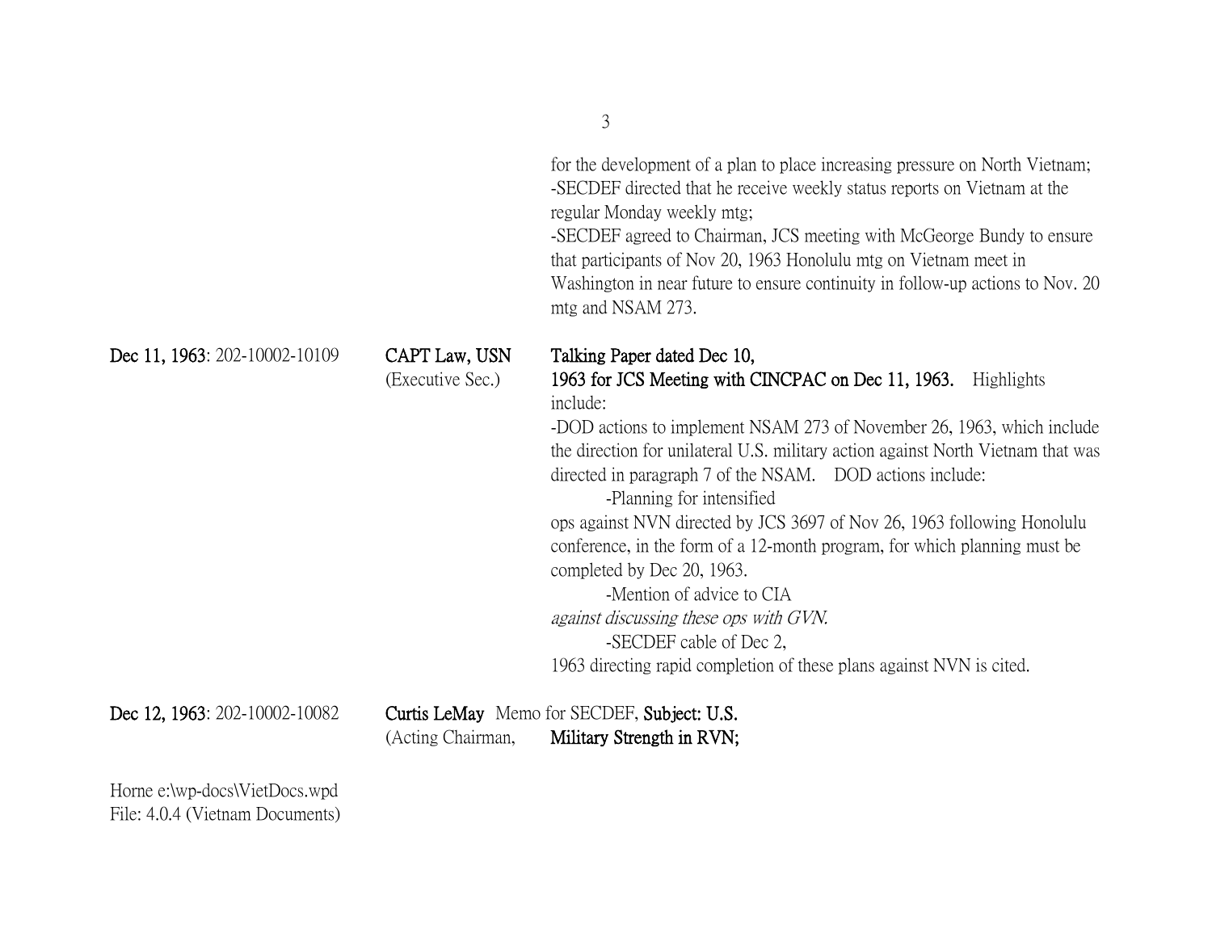for the development of a plan to place increasing pressure on North Vietnam;
-SECDEF directed that he receive weekly status reports on Vietnam at the regular Monday weekly mtg;
-SECDEF agreed to Chairman, JCS meeting with McGeorge Bundy to ensure that participants of Nov 20, 1963 Honolulu mtg on Vietnam meet in Washington in near future to ensure continuity in follow-up actions to Nov. 20 mtg and NSAM 273.

**Dec 11, 1963**: 202-10002-10109 | **CAPT Law, USN** (Executive Sec.) | **Talking Paper dated Dec 10, 1963 for JCS Meeting with CINCPAC on Dec 11, 1963.** Highlights include:
-DOD actions to implement NSAM 273 of November 26, 1963, which include the direction for unilateral U.S. military action against North Vietnam that was directed in paragraph 7 of the NSAM. DOD actions include:
-Planning for intensified ops against NVN directed by JCS 3697 of Nov 26, 1963 following Honolulu conference, in the form of a 12-month program, for which planning must be completed by Dec 20, 1963.
-Mention of advice to CIA *against discussing these ops with GVN.*
-SECDEF cable of Dec 2, 1963 directing rapid completion of these plans against NVN is cited.

**Dec 12, 1963**: 202-10002-10082 | **Curtis LeMay** (Acting Chairman, | Memo for SECDEF, **Subject: U.S. Military Strength in RVN;**

Horne e:\wp-docs\VietDocs.wpd
File: 4.0.4 (Vietnam Documents)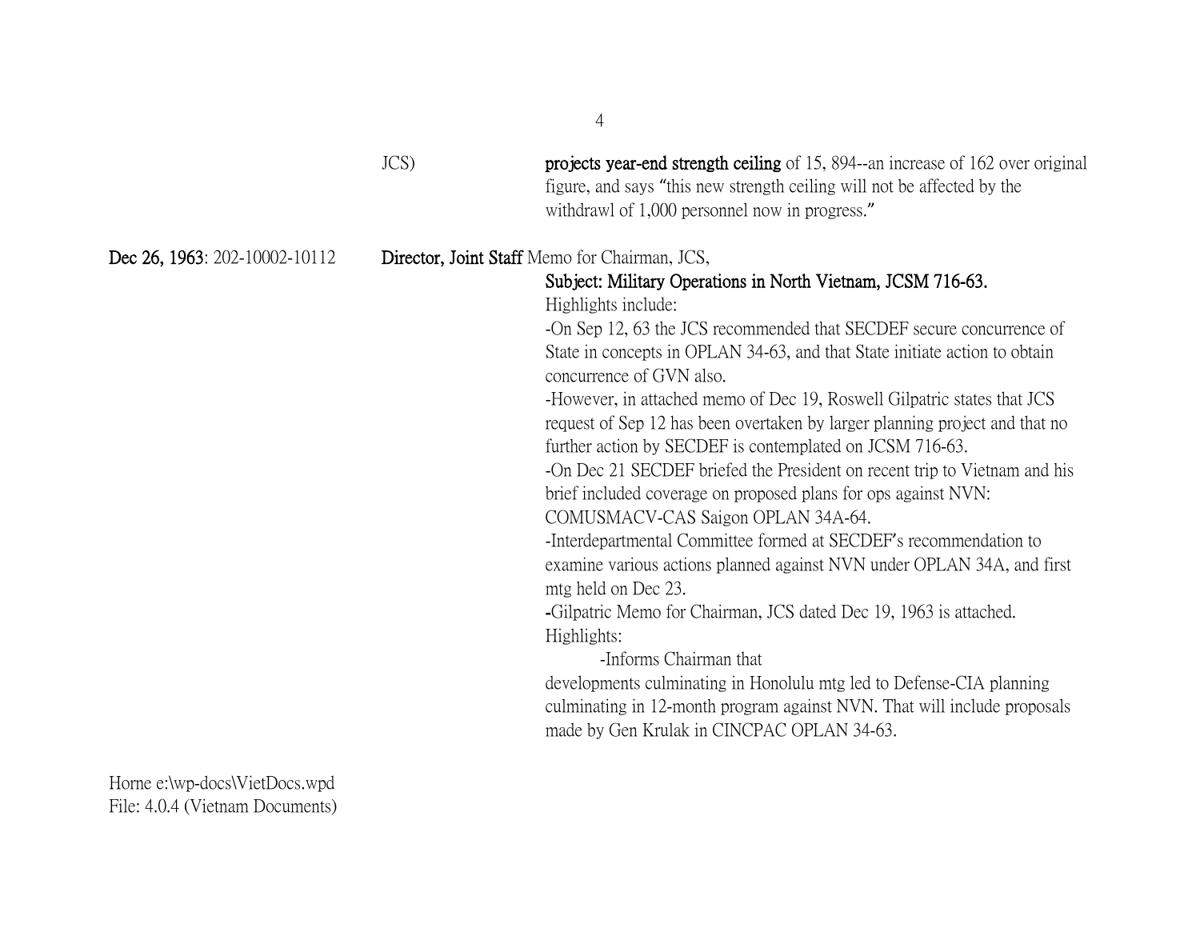JCS) **projects year-end strength ceiling** of 15, 894--an increase of 162 over original figure, and says "this new strength ceiling will not be affected by the withdrawl of 1,000 personnel now in progress."

**Dec 26, 1963**: 202-10002-10112 **Director, Joint Staff** Memo for Chairman, JCS,

**Subject: Military Operations in North Vietnam, JCSM 716-63.**

Highlights include:

-On Sep 12, 63 the JCS recommended that SECDEF secure concurrence of State in concepts in OPLAN 34-63, and that State initiate action to obtain concurrence of GVN also.

-However, in attached memo of Dec 19, Roswell Gilpatric states that JCS request of Sep 12 has been overtaken by larger planning project and that no further action by SECDEF is contemplated on JCSM 716-63.

-On Dec 21 SECDEF briefed the President on recent trip to Vietnam and his brief included coverage on proposed plans for ops against NVN: COMUSMACV-CAS Saigon OPLAN 34A-64.

-Interdepartmental Committee formed at SECDEF's recommendation to examine various actions planned against NVN under OPLAN 34A, and first mtg held on Dec 23.

**-**Gilpatric Memo for Chairman, JCS dated Dec 19, 1963 is attached.

Highlights:

-Informs Chairman that developments culminating in Honolulu mtg led to Defense-CIA planning culminating in 12-month program against NVN. That will include proposals made by Gen Krulak in CINCPAC OPLAN 34-63.

Horne e:\wp-docs\VietDocs.wpd
File: 4.0.4 (Vietnam Documents)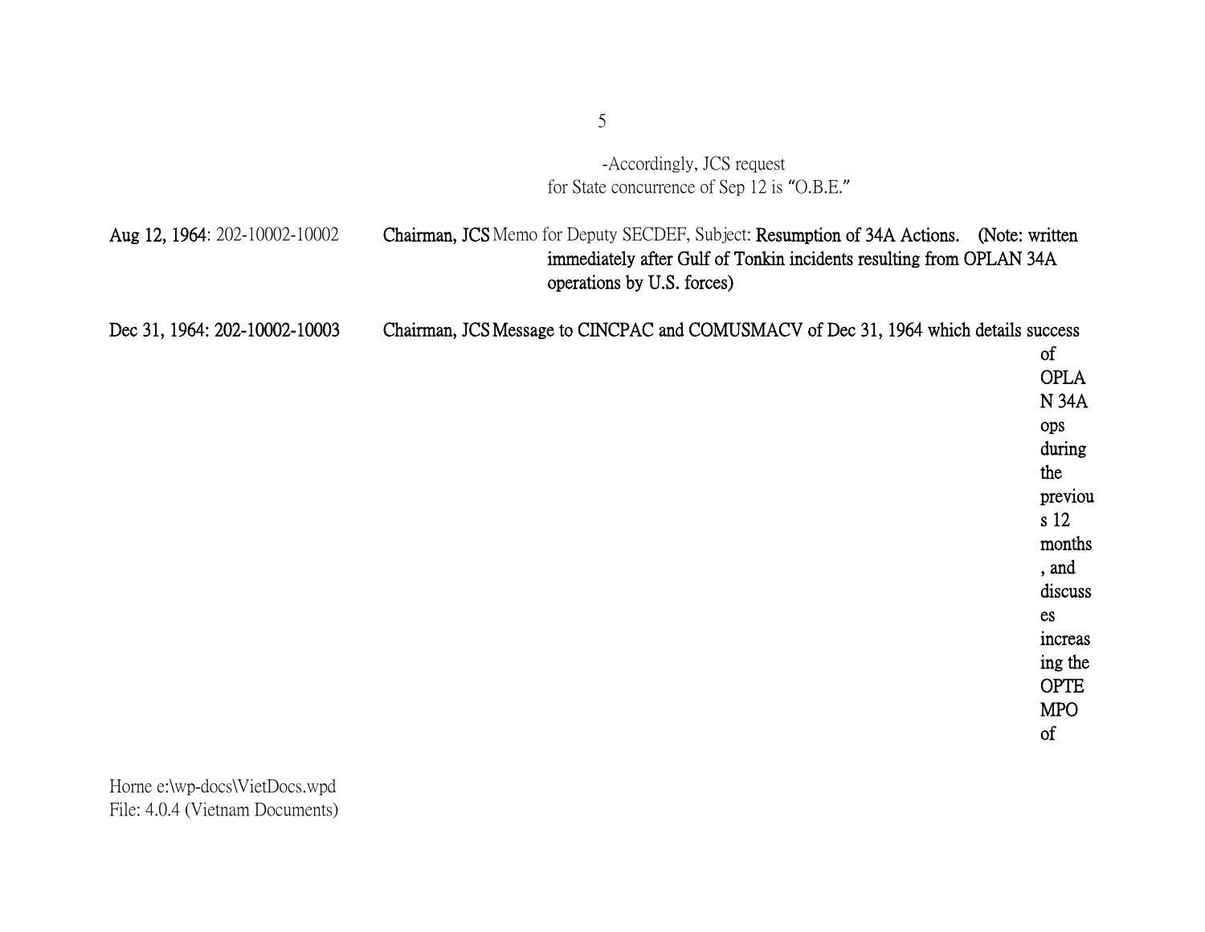-Accordingly, JCS request for State concurrence of Sep 12 is "O.B.E."

**Aug 12, 1964**: 202-10002-10002 **Chairman, JCS** Memo for Deputy SECDEF, Subject: **Resumption of 34A Actions. (Note: written immediately after Gulf of Tonkin incidents resulting from OPLAN 34A operations by U.S. forces)**

**Dec 31, 1964: 202-10002-10003 Chairman, JCS Message to CINCPAC and COMUSMACV of Dec 31, 1964 which details success of OPLAN 34A ops during the previous 12 months, and discusses increasing the OPTEMPO of**

Horne e:\wp-docs\VietDocs.wpd
File: 4.0.4 (Vietnam Documents)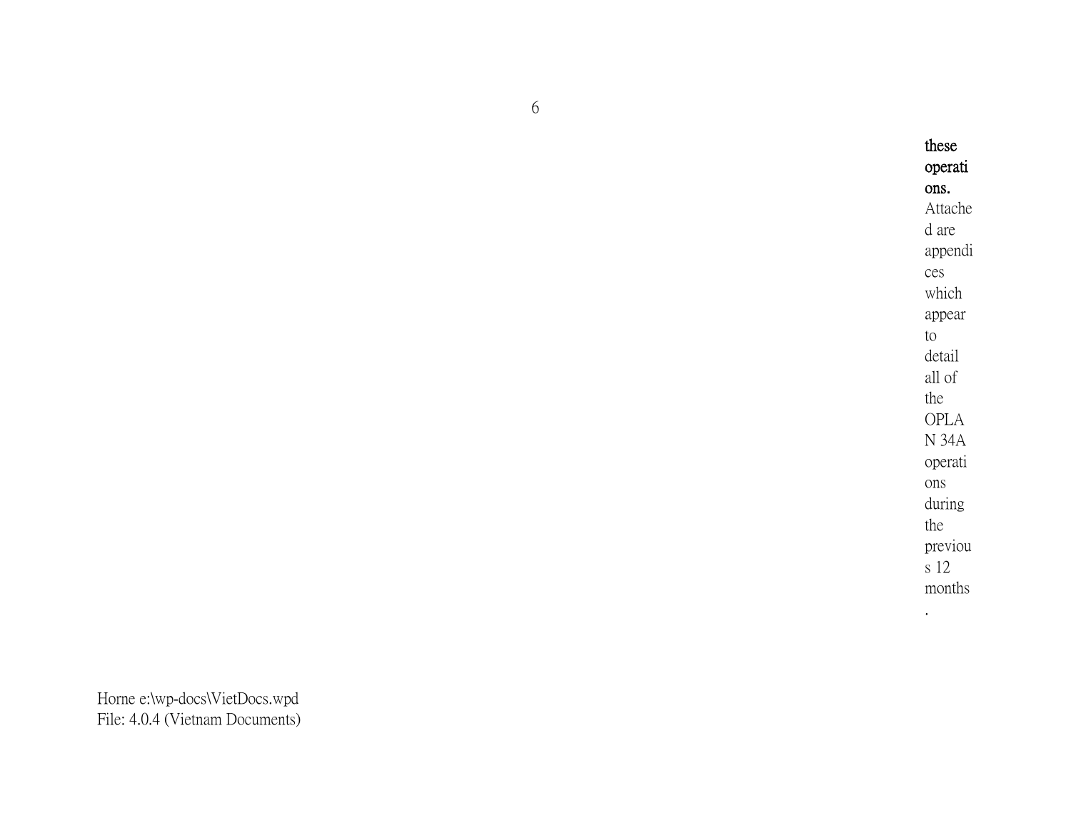**these operations.** Attached are appendices which appear to detail all of the OPLAN 34A operations during the previous 12 months.

Horne e:\wp-docs\VietDocs.wpd
File: 4.0.4 (Vietnam Documents)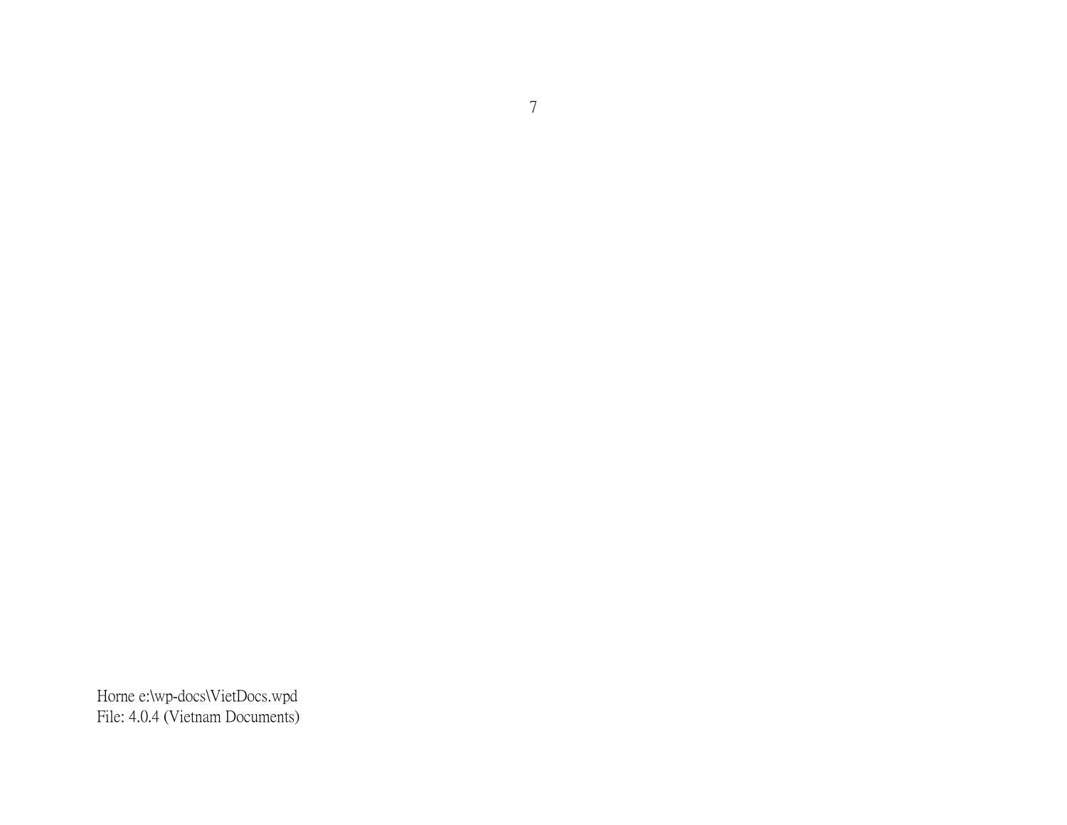Horne e:\wp-docs\VietDocs.wpd
File: 4.0.4 (Vietnam Documents)